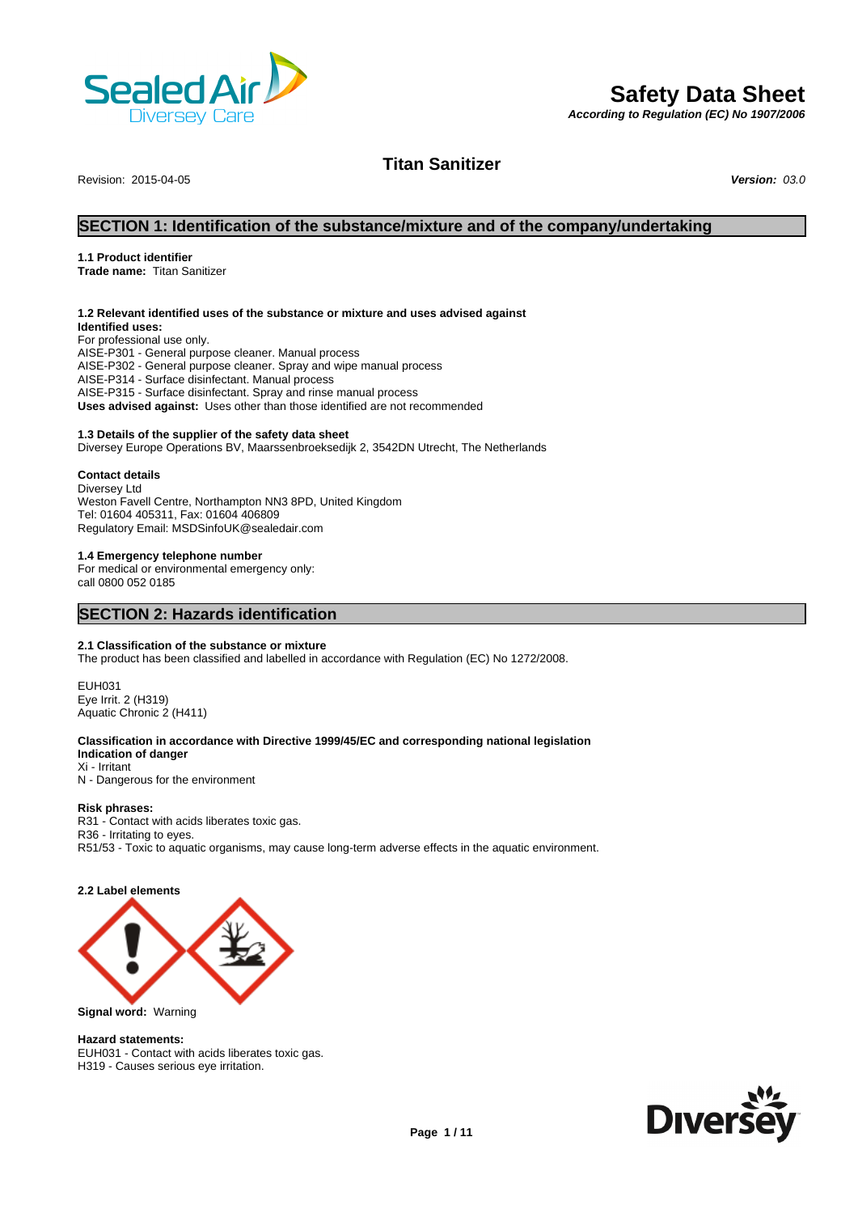# Safety Data Sheet

*According to Regulation (EC) No 1907/2006*

## Titan Sanitizer

Revision: 2015-04-05 ***Version:*** *03.0*

## SECTION 1: Identification of the substance/mixture and of the company/undertaking

### 1.1 Product identifier

**Trade name:** Titan Sanitizer

### 1.2 Relevant identified uses of the substance or mixture and uses advised against

**Identified uses:**
For professional use only.
AISE-P301 - General purpose cleaner. Manual process
AISE-P302 - General purpose cleaner. Spray and wipe manual process
AISE-P314 - Surface disinfectant. Manual process
AISE-P315 - Surface disinfectant. Spray and rinse manual process
**Uses advised against:** Uses other than those identified are not recommended

### 1.3 Details of the supplier of the safety data sheet

Diversey Europe Operations BV, Maarssenbroeksedijk 2, 3542DN Utrecht, The Netherlands

**Contact details**
Diversey Ltd
Weston Favell Centre, Northampton NN3 8PD, United Kingdom
Tel: 01604 405311, Fax: 01604 406809
Regulatory Email: MSDSinfoUK@sealedair.com

### 1.4 Emergency telephone number

For medical or environmental emergency only:
call 0800 052 0185

## SECTION 2: Hazards identification

### 2.1 Classification of the substance or mixture

The product has been classified and labelled in accordance with Regulation (EC) No 1272/2008.

EUH031
Eye Irrit. 2 (H319)
Aquatic Chronic 2 (H411)

**Classification in accordance with Directive 1999/45/EC and corresponding national legislation**
**Indication of danger**
Xi - Irritant
N - Dangerous for the environment

**Risk phrases:**
R31 - Contact with acids liberates toxic gas.
R36 - Irritating to eyes.
R51/53 - Toxic to aquatic organisms, may cause long-term adverse effects in the aquatic environment.

### 2.2 Label elements

**Signal word:** Warning

**Hazard statements:**
EUH031 - Contact with acids liberates toxic gas.
H319 - Causes serious eye irritation.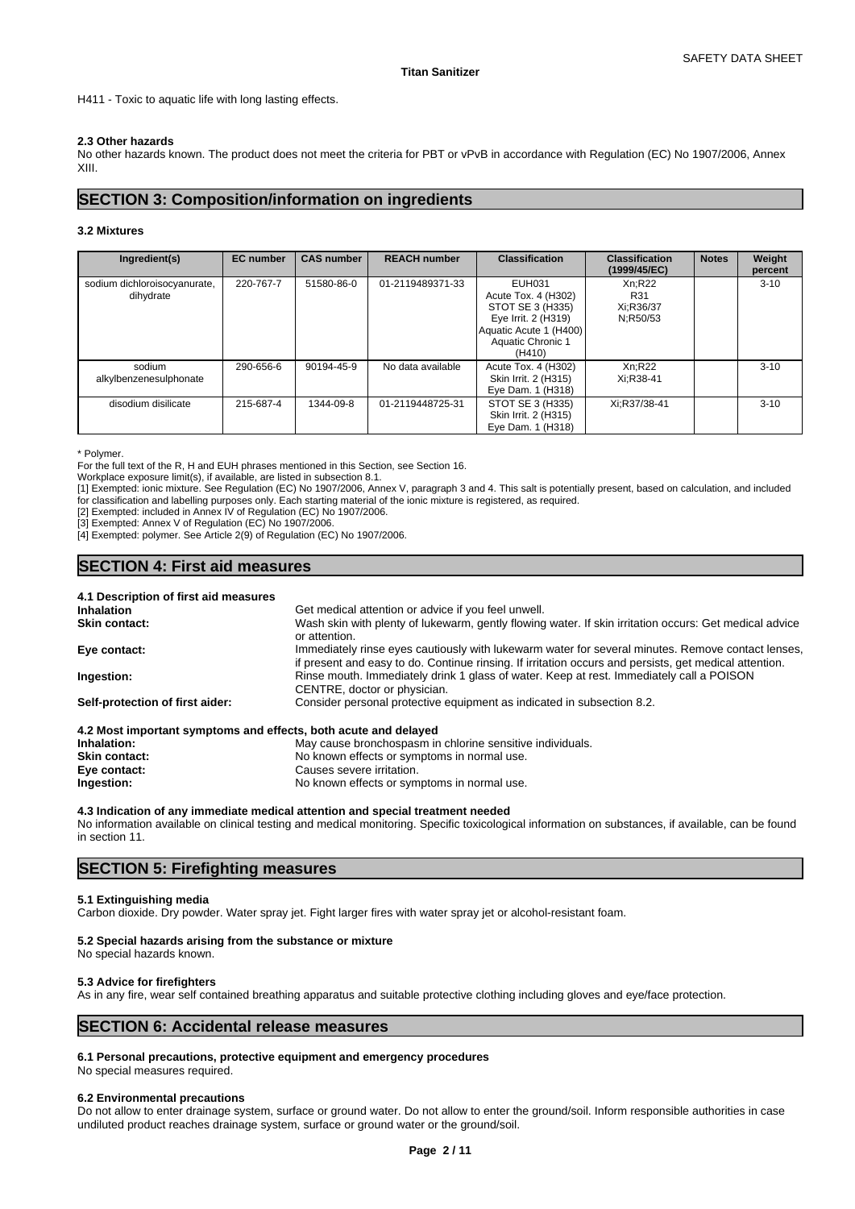H411 - Toxic to aquatic life with long lasting effects.

### 2.3 Other hazards

No other hazards known. The product does not meet the criteria for PBT or vPvB in accordance with Regulation (EC) No 1907/2006, Annex XIII.

## SECTION 3: Composition/information on ingredients

### 3.2 Mixtures

| Ingredient(s) | EC number | CAS number | REACH number | Classification | Classification (1999/45/EC) | Notes | Weight percent |
|---|---|---|---|---|---|---|---|
| sodium dichloroisocyanurate, dihydrate | 220-767-7 | 51580-86-0 | 01-2119489371-33 | EUH031<br>Acute Tox. 4 (H302)<br>STOT SE 3 (H335)<br>Eye Irrit. 2 (H319)<br>Aquatic Acute 1 (H400)<br>Aquatic Chronic 1 (H410) | Xn;R22<br>R31<br>Xi;R36/37<br>N;R50/53 | | 3-10 |
| sodium alkylbenzenesulphonate | 290-656-6 | 90194-45-9 | No data available | Acute Tox. 4 (H302)<br>Skin Irrit. 2 (H315)<br>Eye Dam. 1 (H318) | Xn;R22<br>Xi;R38-41 | | 3-10 |
| disodium disilicate | 215-687-4 | 1344-09-8 | 01-2119448725-31 | STOT SE 3 (H335)<br>Skin Irrit. 2 (H315)<br>Eye Dam. 1 (H318) | Xi;R37/38-41 | | 3-10 |

* Polymer.

For the full text of the R, H and EUH phrases mentioned in this Section, see Section 16.

Workplace exposure limit(s), if available, are listed in subsection 8.1.

[1] Exempted: ionic mixture. See Regulation (EC) No 1907/2006, Annex V, paragraph 3 and 4. This salt is potentially present, based on calculation, and included for classification and labelling purposes only. Each starting material of the ionic mixture is registered, as required.

[2] Exempted: included in Annex IV of Regulation (EC) No 1907/2006.

[3] Exempted: Annex V of Regulation (EC) No 1907/2006.

[4] Exempted: polymer. See Article 2(9) of Regulation (EC) No 1907/2006.

## SECTION 4: First aid measures

### 4.1 Description of first aid measures

**Inhalation** Get medical attention or advice if you feel unwell.

**Skin contact:** Wash skin with plenty of lukewarm, gently flowing water. If skin irritation occurs: Get medical advice or attention.

**Eye contact:** Immediately rinse eyes cautiously with lukewarm water for several minutes. Remove contact lenses, if present and easy to do. Continue rinsing. If irritation occurs and persists, get medical attention.

**Ingestion:** Rinse mouth. Immediately drink 1 glass of water. Keep at rest. Immediately call a POISON CENTRE, doctor or physician.

**Self-protection of first aider:** Consider personal protective equipment as indicated in subsection 8.2.

### 4.2 Most important symptoms and effects, both acute and delayed

**Inhalation:** May cause bronchospasm in chlorine sensitive individuals.

**Skin contact:** No known effects or symptoms in normal use.

**Eye contact:** Causes severe irritation.

**Ingestion:** No known effects or symptoms in normal use.

### 4.3 Indication of any immediate medical attention and special treatment needed

No information available on clinical testing and medical monitoring. Specific toxicological information on substances, if available, can be found in section 11.

## SECTION 5: Firefighting measures

### 5.1 Extinguishing media

Carbon dioxide. Dry powder. Water spray jet. Fight larger fires with water spray jet or alcohol-resistant foam.

### 5.2 Special hazards arising from the substance or mixture

No special hazards known.

### 5.3 Advice for firefighters

As in any fire, wear self contained breathing apparatus and suitable protective clothing including gloves and eye/face protection.

## SECTION 6: Accidental release measures

### 6.1 Personal precautions, protective equipment and emergency procedures

No special measures required.

### 6.2 Environmental precautions

Do not allow to enter drainage system, surface or ground water. Do not allow to enter the ground/soil. Inform responsible authorities in case undiluted product reaches drainage system, surface or ground water or the ground/soil.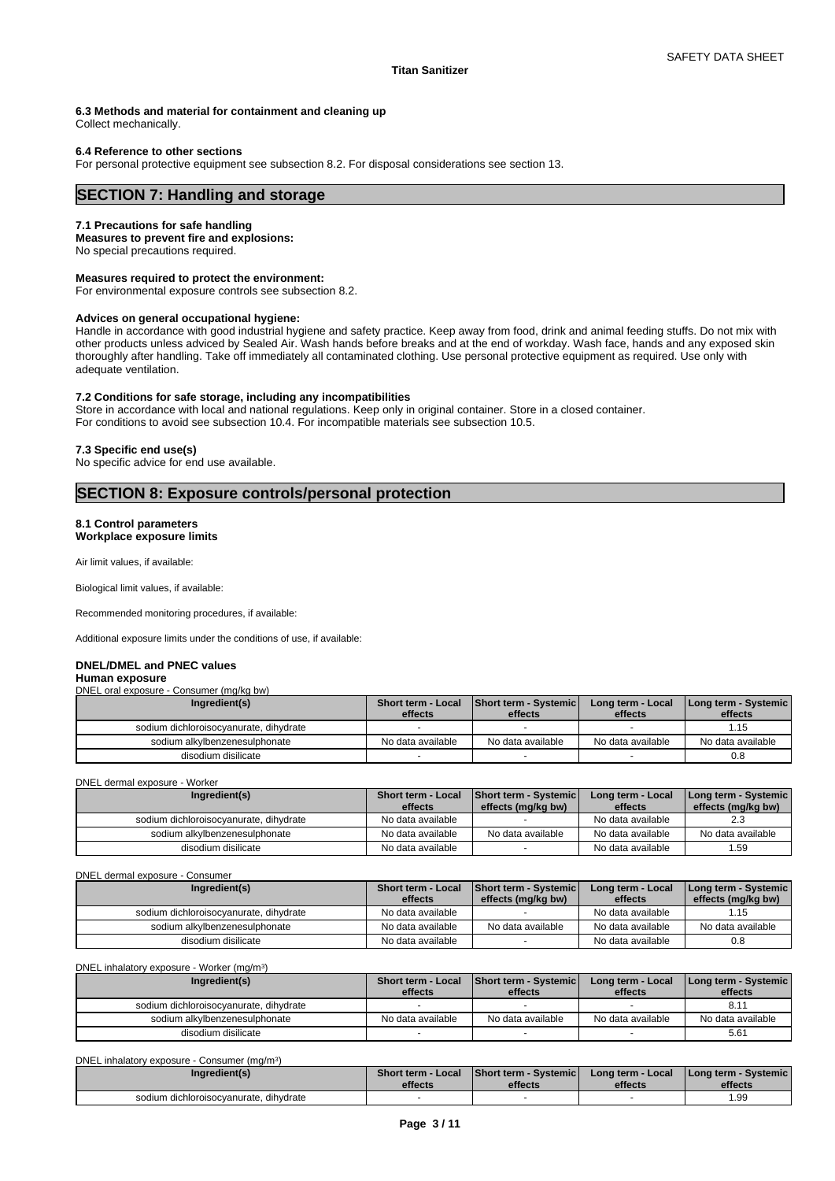### 6.3 Methods and material for containment and cleaning up

Collect mechanically.

### 6.4 Reference to other sections

For personal protective equipment see subsection 8.2. For disposal considerations see section 13.

## SECTION 7: Handling and storage

### 7.1 Precautions for safe handling

**Measures to prevent fire and explosions:**
No special precautions required.

**Measures required to protect the environment:**
For environmental exposure controls see subsection 8.2.

**Advices on general occupational hygiene:**
Handle in accordance with good industrial hygiene and safety practice. Keep away from food, drink and animal feeding stuffs. Do not mix with other products unless adviced by Sealed Air. Wash hands before breaks and at the end of workday. Wash face, hands and any exposed skin thoroughly after handling. Take off immediately all contaminated clothing. Use personal protective equipment as required. Use only with adequate ventilation.

### 7.2 Conditions for safe storage, including any incompatibilities

Store in accordance with local and national regulations. Keep only in original container. Store in a closed container.
For conditions to avoid see subsection 10.4. For incompatible materials see subsection 10.5.

### 7.3 Specific end use(s)

No specific advice for end use available.

## SECTION 8: Exposure controls/personal protection

### 8.1 Control parameters

**Workplace exposure limits**

Air limit values, if available:

Biological limit values, if available:

Recommended monitoring procedures, if available:

Additional exposure limits under the conditions of use, if available:

**DNEL/DMEL and PNEC values**

**Human exposure**

DNEL oral exposure - Consumer (mg/kg bw)

| Ingredient(s) | Short term - Local effects | Short term - Systemic effects | Long term - Local effects | Long term - Systemic effects |
|---|---|---|---|---|
| sodium dichloroisocyanurate, dihydrate | - | - | - | 1.15 |
| sodium alkylbenzenesulphonate | No data available | No data available | No data available | No data available |
| disodium disilicate | - | - | - | 0.8 |

DNEL dermal exposure - Worker

| Ingredient(s) | Short term - Local effects | Short term - Systemic effects (mg/kg bw) | Long term - Local effects | Long term - Systemic effects (mg/kg bw) |
|---|---|---|---|---|
| sodium dichloroisocyanurate, dihydrate | No data available | - | No data available | 2.3 |
| sodium alkylbenzenesulphonate | No data available | No data available | No data available | No data available |
| disodium disilicate | No data available | - | No data available | 1.59 |

DNEL dermal exposure - Consumer

| Ingredient(s) | Short term - Local effects | Short term - Systemic effects (mg/kg bw) | Long term - Local effects | Long term - Systemic effects (mg/kg bw) |
|---|---|---|---|---|
| sodium dichloroisocyanurate, dihydrate | No data available | - | No data available | 1.15 |
| sodium alkylbenzenesulphonate | No data available | No data available | No data available | No data available |
| disodium disilicate | No data available | - | No data available | 0.8 |

DNEL inhalatory exposure - Worker (mg/m³)

| Ingredient(s) | Short term - Local effects | Short term - Systemic effects | Long term - Local effects | Long term - Systemic effects |
|---|---|---|---|---|
| sodium dichloroisocyanurate, dihydrate | - | - | - | 8.11 |
| sodium alkylbenzenesulphonate | No data available | No data available | No data available | No data available |
| disodium disilicate | - | - | - | 5.61 |

DNEL inhalatory exposure - Consumer (mg/m³)

| Ingredient(s) | Short term - Local effects | Short term - Systemic effects | Long term - Local effects | Long term - Systemic effects |
|---|---|---|---|---|
| sodium dichloroisocyanurate, dihydrate | - | - | - | 1.99 |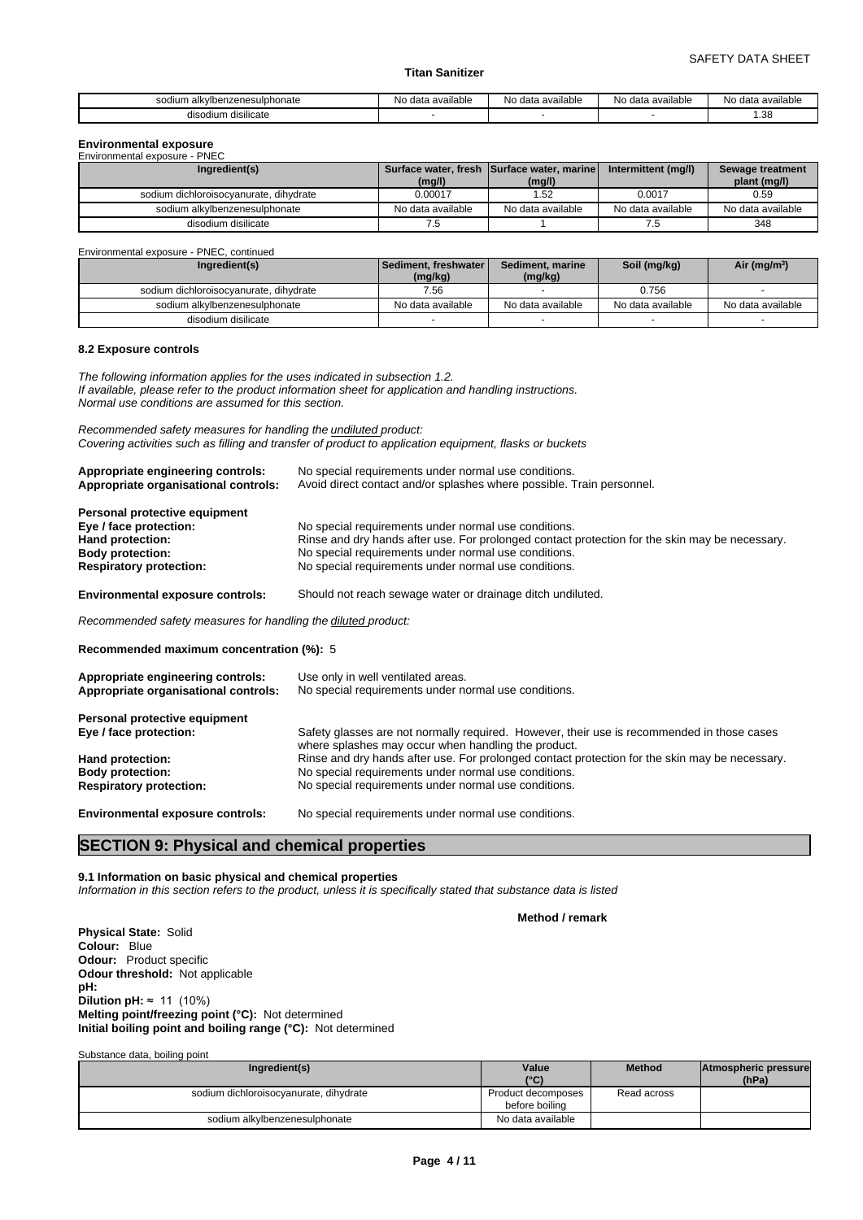| sodium alkylbenzenesulphonate | No data available | No data available | No data available | No data available |
|---|---|---|---|---|
| disodium disilicate | - | - | - | 1.38 |

**Environmental exposure**

Environmental exposure - PNEC

| Ingredient(s) | Surface water, fresh (mg/l) | Surface water, marine (mg/l) | Intermittent (mg/l) | Sewage treatment plant (mg/l) |
|---|---|---|---|---|
| sodium dichloroisocyanurate, dihydrate | 0.00017 | 1.52 | 0.0017 | 0.59 |
| sodium alkylbenzenesulphonate | No data available | No data available | No data available | No data available |
| disodium disilicate | 7.5 | 1 | 7.5 | 348 |

Environmental exposure - PNEC, continued

| Ingredient(s) | Sediment, freshwater (mg/kg) | Sediment, marine (mg/kg) | Soil (mg/kg) | Air (mg/m³) |
|---|---|---|---|---|
| sodium dichloroisocyanurate, dihydrate | 7.56 | - | 0.756 | - |
| sodium alkylbenzenesulphonate | No data available | No data available | No data available | No data available |
| disodium disilicate | - | - | - | - |

#### 8.2 Exposure controls

*The following information applies for the uses indicated in subsection 1.2.*
*If available, please refer to the product information sheet for application and handling instructions.*
*Normal use conditions are assumed for this section.*

*Recommended safety measures for handling the undiluted product:*
*Covering activities such as filling and transfer of product to application equipment, flasks or buckets*

**Appropriate engineering controls:** No special requirements under normal use conditions.
**Appropriate organisational controls:** Avoid direct contact and/or splashes where possible. Train personnel.

**Personal protective equipment**
**Eye / face protection:** No special requirements under normal use conditions.
**Hand protection:** Rinse and dry hands after use. For prolonged contact protection for the skin may be necessary.
**Body protection:** No special requirements under normal use conditions.
**Respiratory protection:** No special requirements under normal use conditions.

**Environmental exposure controls:** Should not reach sewage water or drainage ditch undiluted.

*Recommended safety measures for handling the diluted product:*

**Recommended maximum concentration (%):** 5

**Appropriate engineering controls:** Use only in well ventilated areas.
**Appropriate organisational controls:** No special requirements under normal use conditions.

**Personal protective equipment**
**Eye / face protection:** Safety glasses are not normally required. However, their use is recommended in those cases where splashes may occur when handling the product.
**Hand protection:** Rinse and dry hands after use. For prolonged contact protection for the skin may be necessary.
**Body protection:** No special requirements under normal use conditions.
**Respiratory protection:** No special requirements under normal use conditions.

**Environmental exposure controls:** No special requirements under normal use conditions.

## SECTION 9: Physical and chemical properties

#### 9.1 Information on basic physical and chemical properties

*Information in this section refers to the product, unless it is specifically stated that substance data is listed*

**Method / remark**

**Physical State:** Solid
**Colour:** Blue
**Odour:** Product specific
**Odour threshold:** Not applicable
**pH:**
**Dilution pH:** ≈ 11 (10%)
**Melting point/freezing point (°C):** Not determined
**Initial boiling point and boiling range (°C):** Not determined

Substance data, boiling point

| Ingredient(s) | Value (°C) | Method | Atmospheric pressure (hPa) |
|---|---|---|---|
| sodium dichloroisocyanurate, dihydrate | Product decomposes before boiling | Read across | |
| sodium alkylbenzenesulphonate | No data available | | |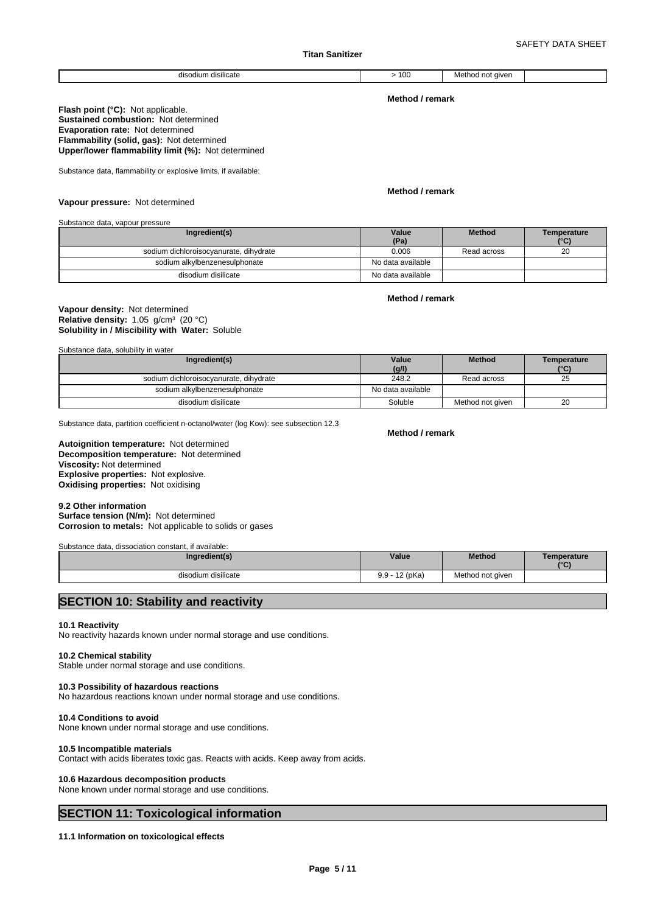| disodium disilicate | > 100 | Method not given | |
|---|---|---|---|

**Method / remark**

**Flash point (°C):** Not applicable.
**Sustained combustion:** Not determined
**Evaporation rate:** Not determined
**Flammability (solid, gas):** Not determined
**Upper/lower flammability limit (%):** Not determined

Substance data, flammability or explosive limits, if available:

**Method / remark**

**Vapour pressure:** Not determined

Substance data, vapour pressure

| Ingredient(s) | Value (Pa) | Method | Temperature (°C) |
|---|---|---|---|
| sodium dichloroisocyanurate, dihydrate | 0.006 | Read across | 20 |
| sodium alkylbenzenesulphonate | No data available | | |
| disodium disilicate | No data available | | |

**Method / remark**

**Vapour density:** Not determined
**Relative density:** 1.05 g/cm³ (20 °C)
**Solubility in / Miscibility with Water:** Soluble

Substance data, solubility in water

| Ingredient(s) | Value (g/l) | Method | Temperature (°C) |
|---|---|---|---|
| sodium dichloroisocyanurate, dihydrate | 248.2 | Read across | 25 |
| sodium alkylbenzenesulphonate | No data available | | |
| disodium disilicate | Soluble | Method not given | 20 |

Substance data, partition coefficient n-octanol/water (log Kow): see subsection 12.3

**Method / remark**

**Autoignition temperature:** Not determined
**Decomposition temperature:** Not determined
**Viscosity:** Not determined
**Explosive properties:** Not explosive.
**Oxidising properties:** Not oxidising

**9.2 Other information**
**Surface tension (N/m):** Not determined
**Corrosion to metals:** Not applicable to solids or gases

Substance data, dissociation constant, if available:

| Ingredient(s) | Value | Method | Temperature (°C) |
|---|---|---|---|
| disodium disilicate | 9.9 - 12 (pKa) | Method not given | |

## SECTION 10: Stability and reactivity

**10.1 Reactivity**
No reactivity hazards known under normal storage and use conditions.

**10.2 Chemical stability**
Stable under normal storage and use conditions.

**10.3 Possibility of hazardous reactions**
No hazardous reactions known under normal storage and use conditions.

**10.4 Conditions to avoid**
None known under normal storage and use conditions.

**10.5 Incompatible materials**
Contact with acids liberates toxic gas. Reacts with acids. Keep away from acids.

**10.6 Hazardous decomposition products**
None known under normal storage and use conditions.

## SECTION 11: Toxicological information

**11.1 Information on toxicological effects**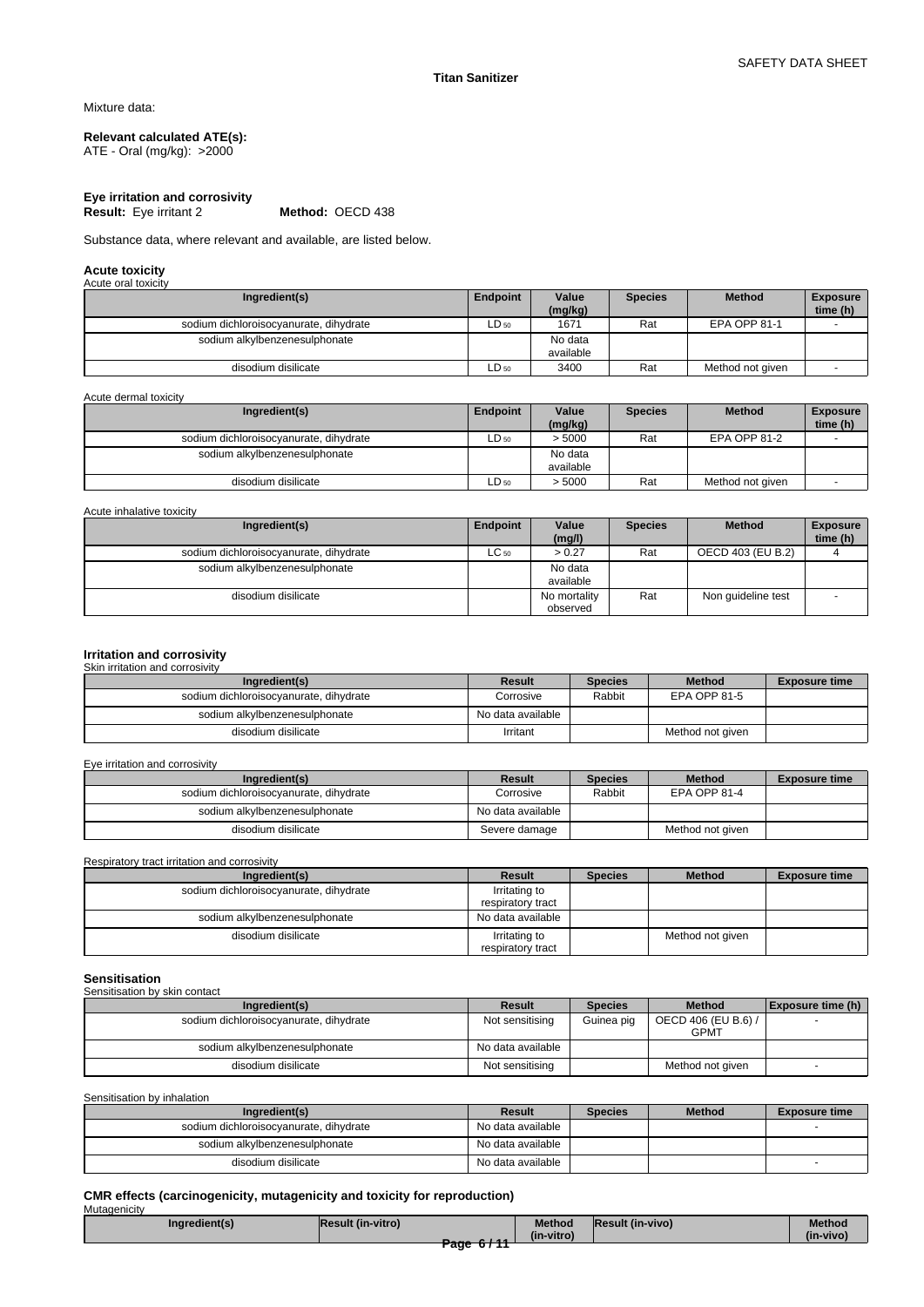Mixture data:

**Relevant calculated ATE(s):**
ATE - Oral (mg/kg): >2000

**Eye irritation and corrosivity**
**Result:** Eye irritant 2 **Method:** OECD 438

Substance data, where relevant and available, are listed below.

### Acute toxicity

Acute oral toxicity

| Ingredient(s) | Endpoint | Value (mg/kg) | Species | Method | Exposure time (h) |
|---|---|---|---|---|---|
| sodium dichloroisocyanurate, dihydrate | $LD_{50}$ | 1671 | Rat | EPA OPP 81-1 | - |
| sodium alkylbenzenesulphonate | | No data available | | | |
| disodium disilicate | $LD_{50}$ | 3400 | Rat | Method not given | - |

Acute dermal toxicity

| Ingredient(s) | Endpoint | Value (mg/kg) | Species | Method | Exposure time (h) |
|---|---|---|---|---|---|
| sodium dichloroisocyanurate, dihydrate | $LD_{50}$ | > 5000 | Rat | EPA OPP 81-2 | - |
| sodium alkylbenzenesulphonate | | No data available | | | |
| disodium disilicate | $LD_{50}$ | > 5000 | Rat | Method not given | - |

Acute inhalative toxicity

| Ingredient(s) | Endpoint | Value (mg/l) | Species | Method | Exposure time (h) |
|---|---|---|---|---|---|
| sodium dichloroisocyanurate, dihydrate | $LC_{50}$ | > 0.27 | Rat | OECD 403 (EU B.2) | 4 |
| sodium alkylbenzenesulphonate | | No data available | | | |
| disodium disilicate | | No mortality observed | Rat | Non guideline test | - |

### Irritation and corrosivity

Skin irritation and corrosivity

| Ingredient(s) | Result | Species | Method | Exposure time |
|---|---|---|---|---|
| sodium dichloroisocyanurate, dihydrate | Corrosive | Rabbit | EPA OPP 81-5 | |
| sodium alkylbenzenesulphonate | No data available | | | |
| disodium disilicate | Irritant | | Method not given | |

Eye irritation and corrosivity

| Ingredient(s) | Result | Species | Method | Exposure time |
|---|---|---|---|---|
| sodium dichloroisocyanurate, dihydrate | Corrosive | Rabbit | EPA OPP 81-4 | |
| sodium alkylbenzenesulphonate | No data available | | | |
| disodium disilicate | Severe damage | | Method not given | |

Respiratory tract irritation and corrosivity

| Ingredient(s) | Result | Species | Method | Exposure time |
|---|---|---|---|---|
| sodium dichloroisocyanurate, dihydrate | Irritating to respiratory tract | | | |
| sodium alkylbenzenesulphonate | No data available | | | |
| disodium disilicate | Irritating to respiratory tract | | Method not given | |

### Sensitisation

Sensitisation by skin contact

| Ingredient(s) | Result | Species | Method | Exposure time (h) |
|---|---|---|---|---|
| sodium dichloroisocyanurate, dihydrate | Not sensitising | Guinea pig | OECD 406 (EU B.6) / GPMT | - |
| sodium alkylbenzenesulphonate | No data available | | | |
| disodium disilicate | Not sensitising | | Method not given | - |

Sensitisation by inhalation

| Ingredient(s) | Result | Species | Method | Exposure time |
|---|---|---|---|---|
| sodium dichloroisocyanurate, dihydrate | No data available | | | - |
| sodium alkylbenzenesulphonate | No data available | | | |
| disodium disilicate | No data available | | | - |

### CMR effects (carcinogenicity, mutagenicity and toxicity for reproduction)

Mutagenicity

| Ingredient(s) | Result (in-vitro) | Method (in-vitro) | Result (in-vivo) | Method (in-vivo) |
|---|---|---|---|---|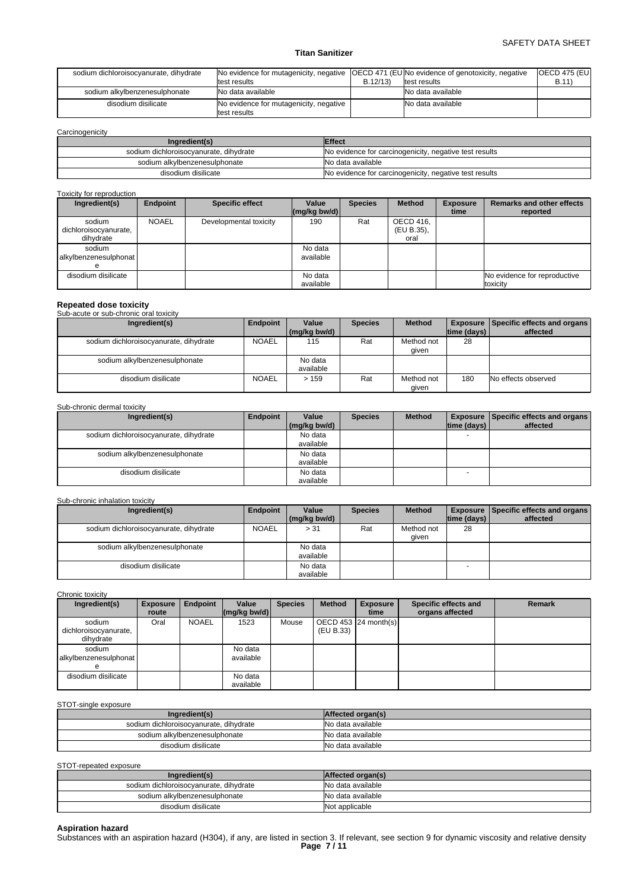| sodium dichloroisocyanurate, dihydrate | No evidence for mutagenicity, negative test results | OECD 471 (EU B.12/13) | No evidence of genotoxicity, negative test results | OECD 475 (EU B.11) |
|---|---|---|---|---|
| sodium alkylbenzenesulphonate | No data available | | No data available | |
| disodium disilicate | No evidence for mutagenicity, negative test results | | No data available | |

Carcinogenicity

| Ingredient(s) | Effect |
|---|---|
| sodium dichloroisocyanurate, dihydrate | No evidence for carcinogenicity, negative test results |
| sodium alkylbenzenesulphonate | No data available |
| disodium disilicate | No evidence for carcinogenicity, negative test results |

Toxicity for reproduction

| Ingredient(s) | Endpoint | Specific effect | Value (mg/kg bw/d) | Species | Method | Exposure time | Remarks and other effects reported |
|---|---|---|---|---|---|---|---|
| sodium dichloroisocyanurate, dihydrate | NOAEL | Developmental toxicity | 190 | Rat | OECD 416, (EU B.35), oral | | |
| sodium alkylbenzenesulphonate | | | No data available | | | | |
| disodium disilicate | | | No data available | | | | No evidence for reproductive toxicity |

**Repeated dose toxicity**

Sub-acute or sub-chronic oral toxicity

| Ingredient(s) | Endpoint | Value (mg/kg bw/d) | Species | Method | Exposure time (days) | Specific effects and organs affected |
|---|---|---|---|---|---|---|
| sodium dichloroisocyanurate, dihydrate | NOAEL | 115 | Rat | Method not given | 28 | |
| sodium alkylbenzenesulphonate | | No data available | | | | |
| disodium disilicate | NOAEL | > 159 | Rat | Method not given | 180 | No effects observed |

Sub-chronic dermal toxicity

| Ingredient(s) | Endpoint | Value (mg/kg bw/d) | Species | Method | Exposure time (days) | Specific effects and organs affected |
|---|---|---|---|---|---|---|
| sodium dichloroisocyanurate, dihydrate | | No data available | | | - | |
| sodium alkylbenzenesulphonate | | No data available | | | | |
| disodium disilicate | | No data available | | | - | |

Sub-chronic inhalation toxicity

| Ingredient(s) | Endpoint | Value (mg/kg bw/d) | Species | Method | Exposure time (days) | Specific effects and organs affected |
|---|---|---|---|---|---|---|
| sodium dichloroisocyanurate, dihydrate | NOAEL | > 31 | Rat | Method not given | 28 | |
| sodium alkylbenzenesulphonate | | No data available | | | | |
| disodium disilicate | | No data available | | | - | |

Chronic toxicity

| Ingredient(s) | Exposure route | Endpoint | Value (mg/kg bw/d) | Species | Method | Exposure time | Specific effects and organs affected | Remark |
|---|---|---|---|---|---|---|---|---|
| sodium dichloroisocyanurate, dihydrate | Oral | NOAEL | 1523 | Mouse | OECD 453 (EU B.33) | 24 month(s) | | |
| sodium alkylbenzenesulphonate | | | No data available | | | | | |
| disodium disilicate | | | No data available | | | | | |

STOT-single exposure

| Ingredient(s) | Affected organ(s) |
|---|---|
| sodium dichloroisocyanurate, dihydrate | No data available |
| sodium alkylbenzenesulphonate | No data available |
| disodium disilicate | No data available |

STOT-repeated exposure

| Ingredient(s) | Affected organ(s) |
|---|---|
| sodium dichloroisocyanurate, dihydrate | No data available |
| sodium alkylbenzenesulphonate | No data available |
| disodium disilicate | Not applicable |

**Aspiration hazard**

Substances with an aspiration hazard (H304), if any, are listed in section 3. If relevant, see section 9 for dynamic viscosity and relative density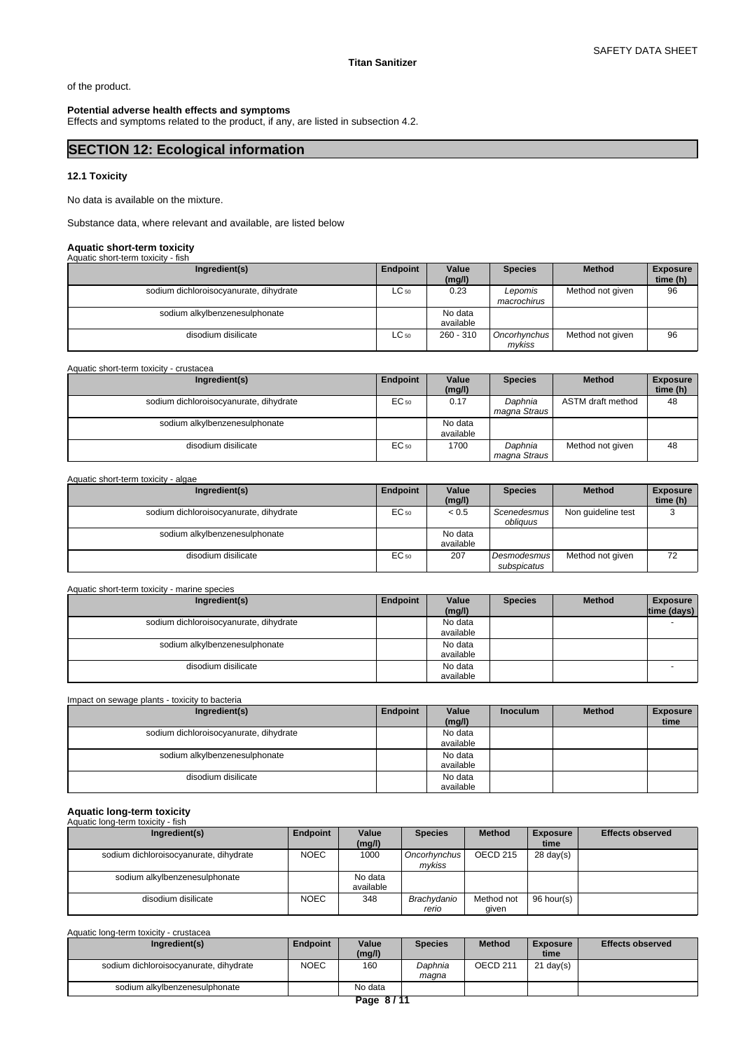of the product.

**Potential adverse health effects and symptoms**
Effects and symptoms related to the product, if any, are listed in subsection 4.2.

## SECTION 12: Ecological information

### 12.1 Toxicity

No data is available on the mixture.

Substance data, where relevant and available, are listed below

**Aquatic short-term toxicity**

Aquatic short-term toxicity - fish

| Ingredient(s) | Endpoint | Value (mg/l) | Species | Method | Exposure time (h) |
|---|---|---|---|---|---|
| sodium dichloroisocyanurate, dihydrate | $LC_{50}$ | 0.23 | *Lepomis macrochirus* | Method not given | 96 |
| sodium alkylbenzenesulphonate | | No data available | | | |
| disodium disilicate | $LC_{50}$ | 260 - 310 | *Oncorhynchus mykiss* | Method not given | 96 |

Aquatic short-term toxicity - crustacea

| Ingredient(s) | Endpoint | Value (mg/l) | Species | Method | Exposure time (h) |
|---|---|---|---|---|---|
| sodium dichloroisocyanurate, dihydrate | $EC_{50}$ | 0.17 | *Daphnia magna Straus* | ASTM draft method | 48 |
| sodium alkylbenzenesulphonate | | No data available | | | |
| disodium disilicate | $EC_{50}$ | 1700 | *Daphnia magna Straus* | Method not given | 48 |

Aquatic short-term toxicity - algae

| Ingredient(s) | Endpoint | Value (mg/l) | Species | Method | Exposure time (h) |
|---|---|---|---|---|---|
| sodium dichloroisocyanurate, dihydrate | $EC_{50}$ | < 0.5 | *Scenedesmus obliquus* | Non guideline test | 3 |
| sodium alkylbenzenesulphonate | | No data available | | | |
| disodium disilicate | $EC_{50}$ | 207 | *Desmodesmus subspicatus* | Method not given | 72 |

Aquatic short-term toxicity - marine species

| Ingredient(s) | Endpoint | Value (mg/l) | Species | Method | Exposure time (days) |
|---|---|---|---|---|---|
| sodium dichloroisocyanurate, dihydrate | | No data available | | | - |
| sodium alkylbenzenesulphonate | | No data available | | | |
| disodium disilicate | | No data available | | | - |

Impact on sewage plants - toxicity to bacteria

| Ingredient(s) | Endpoint | Value (mg/l) | Inoculum | Method | Exposure time |
|---|---|---|---|---|---|
| sodium dichloroisocyanurate, dihydrate | | No data available | | | |
| sodium alkylbenzenesulphonate | | No data available | | | |
| disodium disilicate | | No data available | | | |

**Aquatic long-term toxicity**

Aquatic long-term toxicity - fish

| Ingredient(s) | Endpoint | Value (mg/l) | Species | Method | Exposure time | Effects observed |
|---|---|---|---|---|---|---|
| sodium dichloroisocyanurate, dihydrate | NOEC | 1000 | *Oncorhynchus mykiss* | OECD 215 | 28 day(s) | |
| sodium alkylbenzenesulphonate | | No data available | | | | |
| disodium disilicate | NOEC | 348 | *Brachydanio rerio* | Method not given | 96 hour(s) | |

Aquatic long-term toxicity - crustacea

| Ingredient(s) | Endpoint | Value (mg/l) | Species | Method | Exposure time | Effects observed |
|---|---|---|---|---|---|---|
| sodium dichloroisocyanurate, dihydrate | NOEC | 160 | *Daphnia magna* | OECD 211 | 21 day(s) | |
| sodium alkylbenzenesulphonate | | No data | | | | |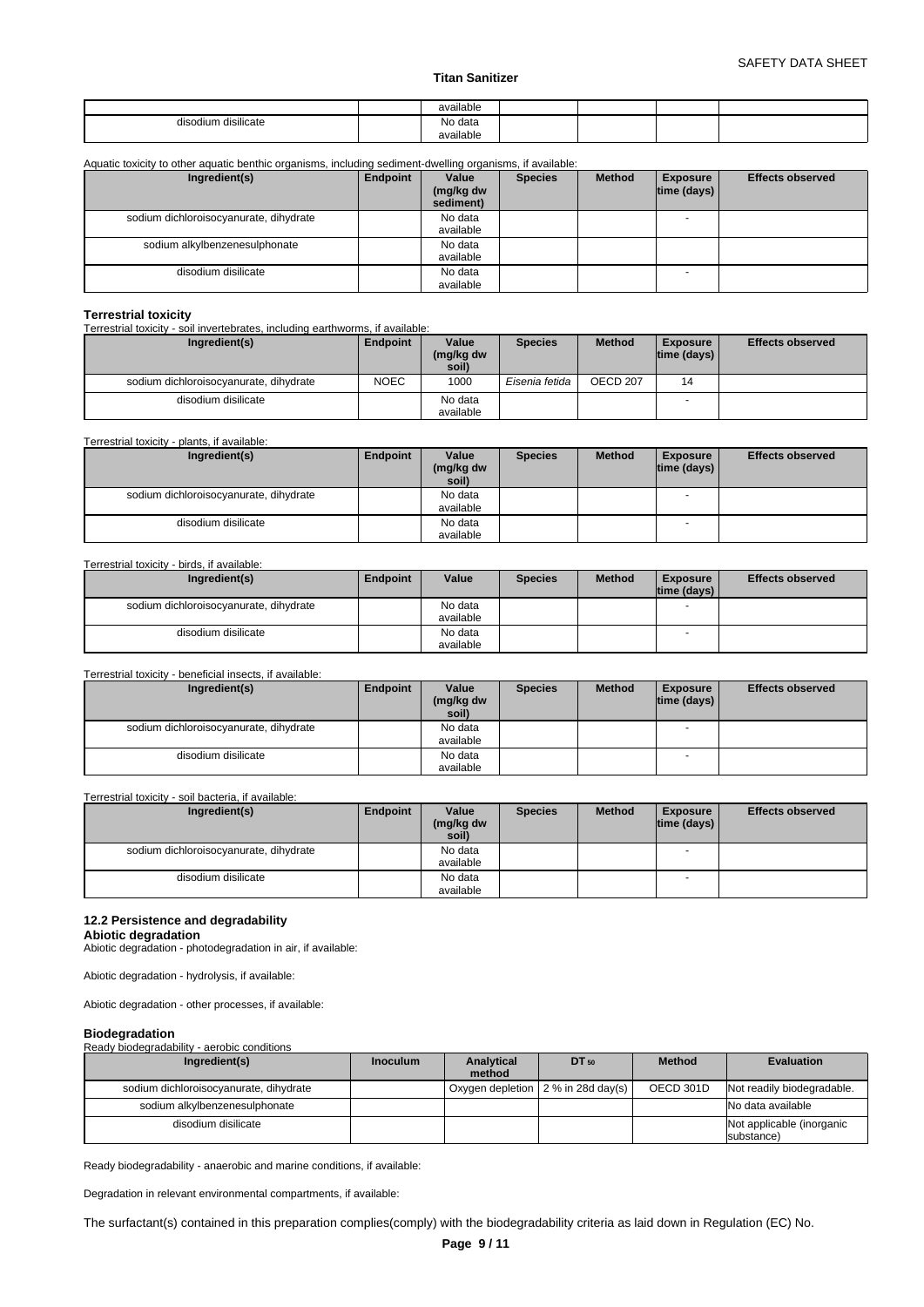|  |  | available |  |  |  |  |
| --- | --- | --- | --- | --- | --- | --- |
| disodium disilicate |  | No data available |  |  |  |  |

Aquatic toxicity to other aquatic benthic organisms, including sediment-dwelling organisms, if available:

| Ingredient(s) | Endpoint | Value (mg/kg dw sediment) | Species | Method | Exposure time (days) | Effects observed |
| --- | --- | --- | --- | --- | --- | --- |
| sodium dichloroisocyanurate, dihydrate |  | No data available |  |  | - |  |
| sodium alkylbenzenesulphonate |  | No data available |  |  |  |  |
| disodium disilicate |  | No data available |  |  | - |  |

**Terrestrial toxicity**

Terrestrial toxicity - soil invertebrates, including earthworms, if available:

| Ingredient(s) | Endpoint | Value (mg/kg dw soil) | Species | Method | Exposure time (days) | Effects observed |
| --- | --- | --- | --- | --- | --- | --- |
| sodium dichloroisocyanurate, dihydrate | NOEC | 1000 | *Eisenia fetida* | OECD 207 | 14 |  |
| disodium disilicate |  | No data available |  |  | - |  |

Terrestrial toxicity - plants, if available:

| Ingredient(s) | Endpoint | Value (mg/kg dw soil) | Species | Method | Exposure time (days) | Effects observed |
| --- | --- | --- | --- | --- | --- | --- |
| sodium dichloroisocyanurate, dihydrate |  | No data available |  |  | - |  |
| disodium disilicate |  | No data available |  |  | - |  |

Terrestrial toxicity - birds, if available:

| Ingredient(s) | Endpoint | Value | Species | Method | Exposure time (days) | Effects observed |
| --- | --- | --- | --- | --- | --- | --- |
| sodium dichloroisocyanurate, dihydrate |  | No data available |  |  | - |  |
| disodium disilicate |  | No data available |  |  | - |  |

Terrestrial toxicity - beneficial insects, if available:

| Ingredient(s) | Endpoint | Value (mg/kg dw soil) | Species | Method | Exposure time (days) | Effects observed |
| --- | --- | --- | --- | --- | --- | --- |
| sodium dichloroisocyanurate, dihydrate |  | No data available |  |  | - |  |
| disodium disilicate |  | No data available |  |  | - |  |

Terrestrial toxicity - soil bacteria, if available:

| Ingredient(s) | Endpoint | Value (mg/kg dw soil) | Species | Method | Exposure time (days) | Effects observed |
| --- | --- | --- | --- | --- | --- | --- |
| sodium dichloroisocyanurate, dihydrate |  | No data available |  |  | - |  |
| disodium disilicate |  | No data available |  |  | - |  |

### 12.2 Persistence and degradability

**Abiotic degradation**

Abiotic degradation - photodegradation in air, if available:

Abiotic degradation - hydrolysis, if available:

Abiotic degradation - other processes, if available:

**Biodegradation**

Ready biodegradability - aerobic conditions

| Ingredient(s) | Inoculum | Analytical method | $DT_{50}$ | Method | Evaluation |
| --- | --- | --- | --- | --- | --- |
| sodium dichloroisocyanurate, dihydrate |  | Oxygen depletion | 2 % in 28d day(s) | OECD 301D | Not readily biodegradable. |
| sodium alkylbenzenesulphonate |  |  |  |  | No data available |
| disodium disilicate |  |  |  |  | Not applicable (inorganic substance) |

Ready biodegradability - anaerobic and marine conditions, if available:

Degradation in relevant environmental compartments, if available:

The surfactant(s) contained in this preparation complies(comply) with the biodegradability criteria as laid down in Regulation (EC) No.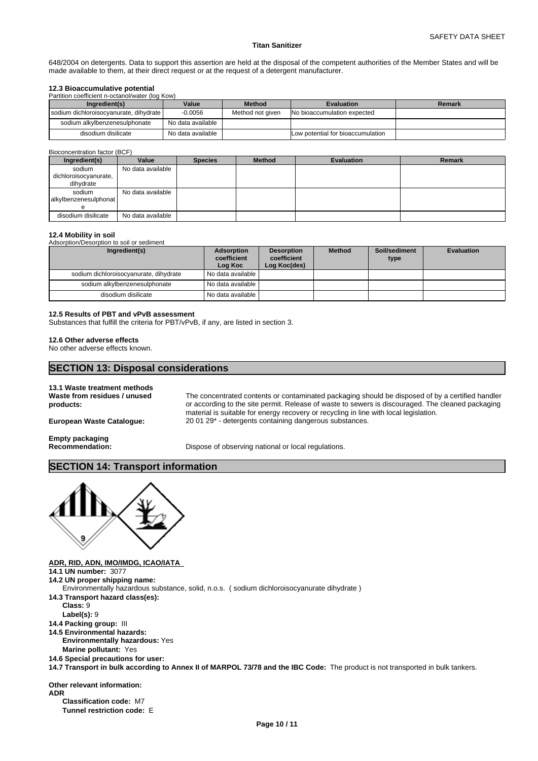648/2004 on detergents. Data to support this assertion are held at the disposal of the competent authorities of the Member States and will be made available to them, at their direct request or at the request of a detergent manufacturer.

### 12.3 Bioaccumulative potential

Partition coefficient n-octanol/water (log Kow)

| Ingredient(s) | Value | Method | Evaluation | Remark |
|---|---|---|---|---|
| sodium dichloroisocyanurate, dihydrate | -0.0056 | Method not given | No bioaccumulation expected | |
| sodium alkylbenzenesulphonate | No data available | | | |
| disodium disilicate | No data available | | Low potential for bioaccumulation | |

Bioconcentration factor (BCF)

| Ingredient(s) | Value | Species | Method | Evaluation | Remark |
|---|---|---|---|---|---|
| sodium dichloroisocyanurate, dihydrate | No data available | | | | |
| sodium alkylbenzenesulphonate | No data available | | | | |
| disodium disilicate | No data available | | | | |

### 12.4 Mobility in soil

Adsorption/Desorption to soil or sediment

| Ingredient(s) | Adsorption coefficient Log Koc | Desorption coefficient Log Koc(des) | Method | Soil/sediment type | Evaluation |
|---|---|---|---|---|---|
| sodium dichloroisocyanurate, dihydrate | No data available | | | | |
| sodium alkylbenzenesulphonate | No data available | | | | |
| disodium disilicate | No data available | | | | |

### 12.5 Results of PBT and vPvB assessment

Substances that fulfill the criteria for PBT/vPvB, if any, are listed in section 3.

### 12.6 Other adverse effects

No other adverse effects known.

## SECTION 13: Disposal considerations

### 13.1 Waste treatment methods

**Waste from residues / unused products:** The concentrated contents or contaminated packaging should be disposed of by a certified handler or according to the site permit. Release of waste to sewers is discouraged. The cleaned packaging material is suitable for energy recovery or recycling in line with local legislation.

**European Waste Catalogue:** 20 01 29* - detergents containing dangerous substances.

**Empty packaging**

**Recommendation:** Dispose of observing national or local regulations.

## SECTION 14: Transport information

**ADR, RID, ADN, IMO/IMDG, ICAO/IATA**

**14.1 UN number:** 3077

**14.2 UN proper shipping name:**
Environmentally hazardous substance, solid, n.o.s. ( sodium dichloroisocyanurate dihydrate )

**14.3 Transport hazard class(es):**
- **Class:** 9
- **Label(s):** 9

**14.4 Packing group:** III

**14.5 Environmental hazards:**
- **Environmentally hazardous:** Yes
- **Marine pollutant:** Yes

**14.6 Special precautions for user:**

**14.7 Transport in bulk according to Annex II of MARPOL 73/78 and the IBC Code:** The product is not transported in bulk tankers.

**Other relevant information:**

**ADR**
- **Classification code:** M7
- **Tunnel restriction code:** E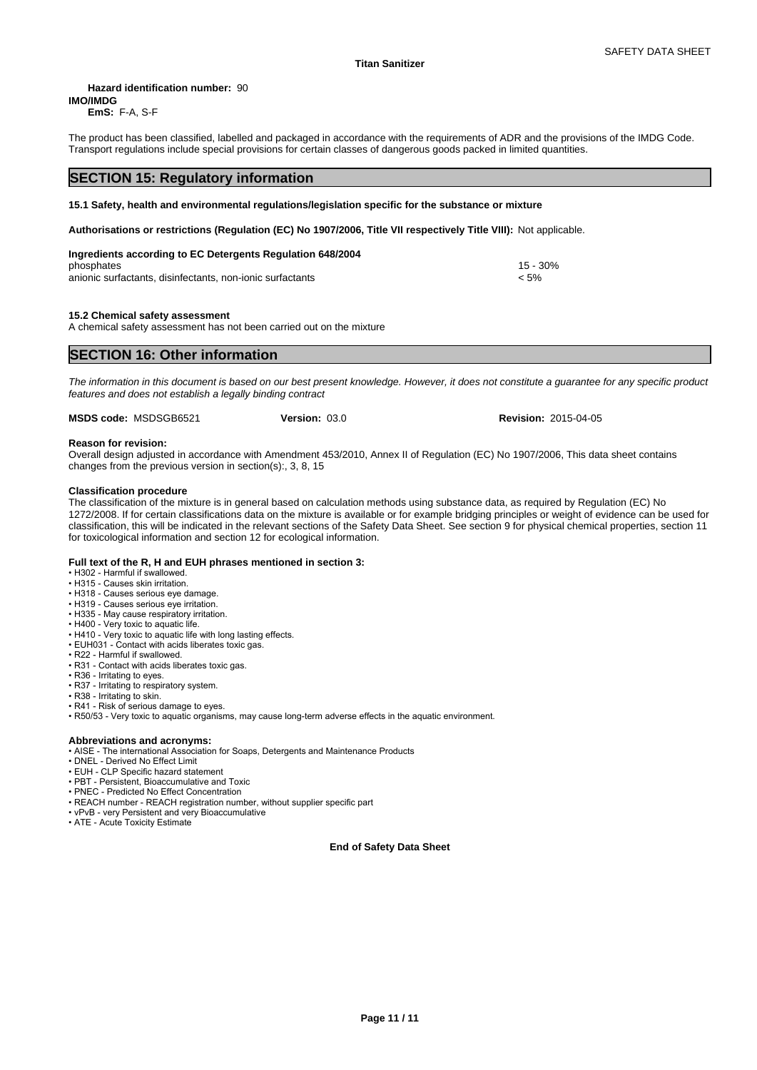**Hazard identification number:** 90

**IMO/IMDG**

**EmS:** F-A, S-F

The product has been classified, labelled and packaged in accordance with the requirements of ADR and the provisions of the IMDG Code. Transport regulations include special provisions for certain classes of dangerous goods packed in limited quantities.

## SECTION 15: Regulatory information

**15.1 Safety, health and environmental regulations/legislation specific for the substance or mixture**

**Authorisations or restrictions (Regulation (EC) No 1907/2006, Title VII respectively Title VIII):** Not applicable.

**Ingredients according to EC Detergents Regulation 648/2004**

| | |
|---|---|
| phosphates | 15 - 30% |
| anionic surfactants, disinfectants, non-ionic surfactants | < 5% |

**15.2 Chemical safety assessment**

A chemical safety assessment has not been carried out on the mixture

## SECTION 16: Other information

*The information in this document is based on our best present knowledge. However, it does not constitute a guarantee for any specific product features and does not establish a legally binding contract*

**MSDS code:** MSDSGB6521 **Version:** 03.0 **Revision:** 2015-04-05

**Reason for revision:**

Overall design adjusted in accordance with Amendment 453/2010, Annex II of Regulation (EC) No 1907/2006, This data sheet contains changes from the previous version in section(s):, 3, 8, 15

**Classification procedure**

The classification of the mixture is in general based on calculation methods using substance data, as required by Regulation (EC) No 1272/2008. If for certain classifications data on the mixture is available or for example bridging principles or weight of evidence can be used for classification, this will be indicated in the relevant sections of the Safety Data Sheet. See section 9 for physical chemical properties, section 11 for toxicological information and section 12 for ecological information.

**Full text of the R, H and EUH phrases mentioned in section 3:**

- H302 - Harmful if swallowed.
- H315 - Causes skin irritation.
- H318 - Causes serious eye damage.
- H319 - Causes serious eye irritation.
- H335 - May cause respiratory irritation.
- H400 - Very toxic to aquatic life.
- H410 - Very toxic to aquatic life with long lasting effects.
- EUH031 - Contact with acids liberates toxic gas.
- R22 - Harmful if swallowed.
- R31 - Contact with acids liberates toxic gas.
- R36 - Irritating to eyes.
- R37 - Irritating to respiratory system.
- R38 - Irritating to skin.
- R41 - Risk of serious damage to eyes.
- R50/53 - Very toxic to aquatic organisms, may cause long-term adverse effects in the aquatic environment.

**Abbreviations and acronyms:**

- AISE - The international Association for Soaps, Detergents and Maintenance Products
- DNEL - Derived No Effect Limit
- EUH - CLP Specific hazard statement
- PBT - Persistent, Bioaccumulative and Toxic
- PNEC - Predicted No Effect Concentration
- REACH number - REACH registration number, without supplier specific part
- vPvB - very Persistent and very Bioaccumulative
- ATE - Acute Toxicity Estimate

**End of Safety Data Sheet**